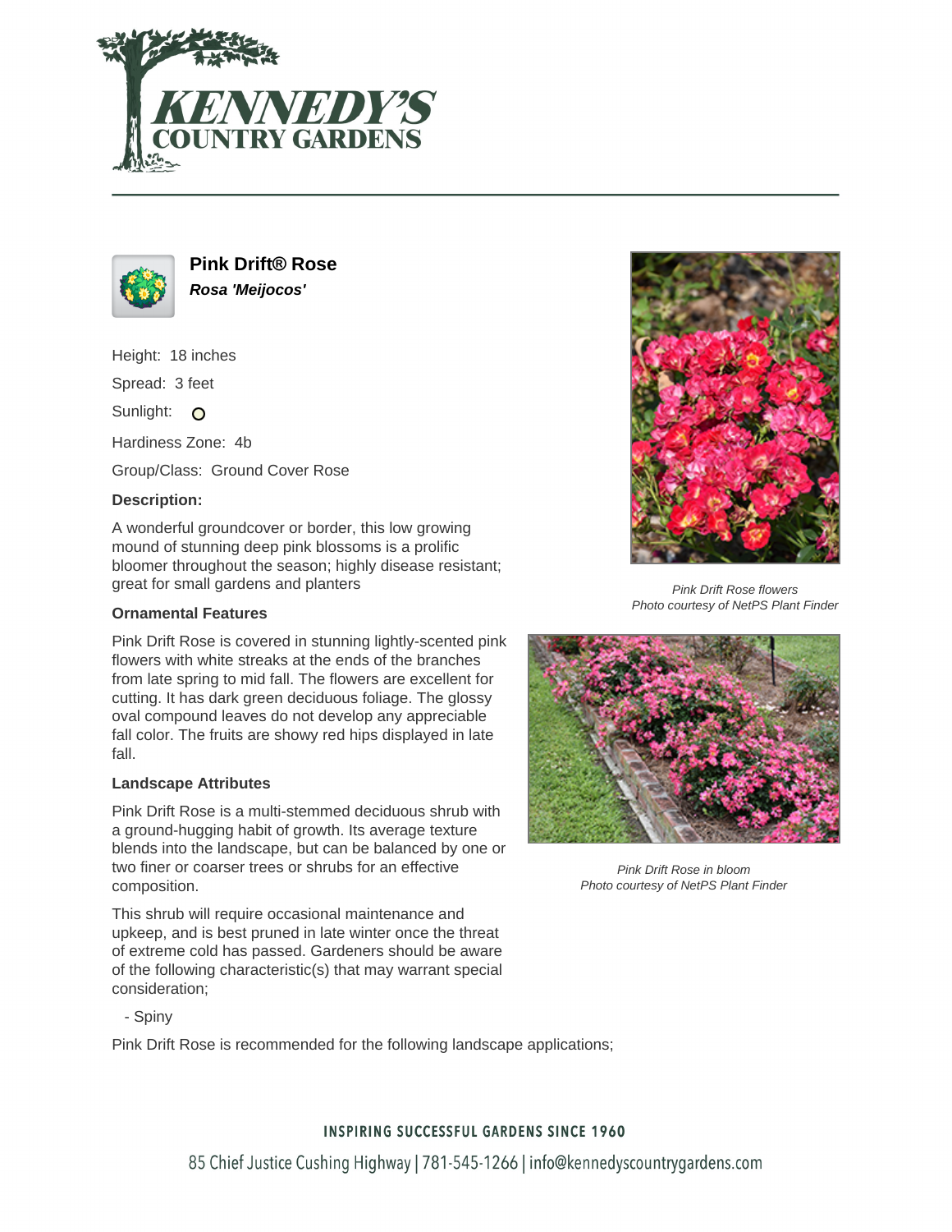# Pink Drift® Rose

***Rosa 'Meijocos'***

Height: 18 inches

Spread: 3 feet

Sunlight: O

Hardiness Zone: 4b

Group/Class: Ground Cover Rose

**Description:**

A wonderful groundcover or border, this low growing mound of stunning deep pink blossoms is a prolific bloomer throughout the season; highly disease resistant; great for small gardens and planters

*Pink Drift Rose flowers*
*Photo courtesy of NetPS Plant Finder*

### Ornamental Features

Pink Drift Rose is covered in stunning lightly-scented pink flowers with white streaks at the ends of the branches from late spring to mid fall. The flowers are excellent for cutting. It has dark green deciduous foliage. The glossy oval compound leaves do not develop any appreciable fall color. The fruits are showy red hips displayed in late fall.

*Pink Drift Rose in bloom*
*Photo courtesy of NetPS Plant Finder*

### Landscape Attributes

Pink Drift Rose is a multi-stemmed deciduous shrub with a ground-hugging habit of growth. Its average texture blends into the landscape, but can be balanced by one or two finer or coarser trees or shrubs for an effective composition.

This shrub will require occasional maintenance and upkeep, and is best pruned in late winter once the threat of extreme cold has passed. Gardeners should be aware of the following characteristic(s) that may warrant special consideration;

- Spiny

Pink Drift Rose is recommended for the following landscape applications;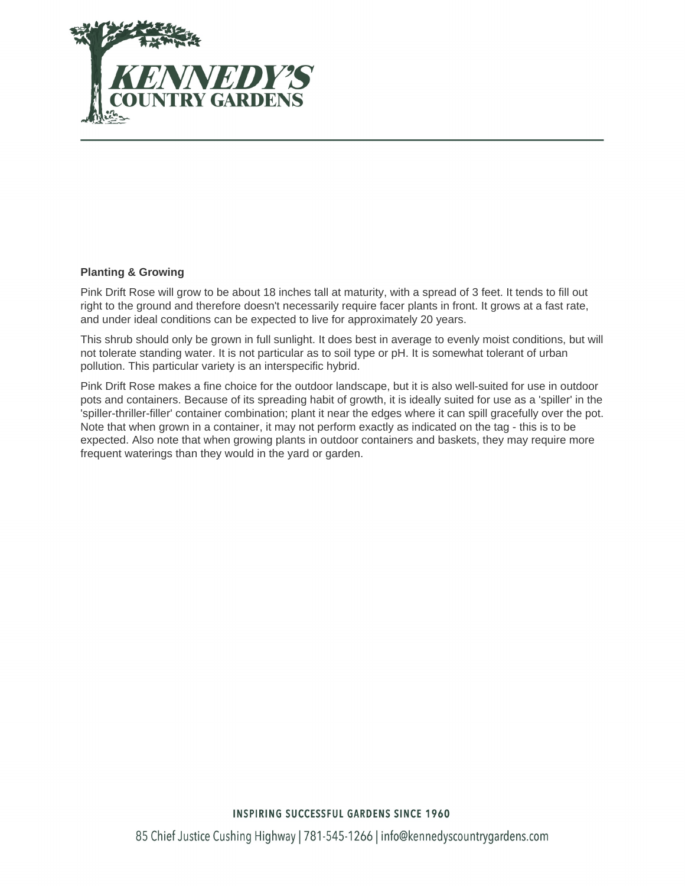**Planting & Growing**

Pink Drift Rose will grow to be about 18 inches tall at maturity, with a spread of 3 feet. It tends to fill out right to the ground and therefore doesn't necessarily require facer plants in front. It grows at a fast rate, and under ideal conditions can be expected to live for approximately 20 years.

This shrub should only be grown in full sunlight. It does best in average to evenly moist conditions, but will not tolerate standing water. It is not particular as to soil type or pH. It is somewhat tolerant of urban pollution. This particular variety is an interspecific hybrid.

Pink Drift Rose makes a fine choice for the outdoor landscape, but it is also well-suited for use in outdoor pots and containers. Because of its spreading habit of growth, it is ideally suited for use as a 'spiller' in the 'spiller-thriller-filler' container combination; plant it near the edges where it can spill gracefully over the pot. Note that when grown in a container, it may not perform exactly as indicated on the tag - this is to be expected. Also note that when growing plants in outdoor containers and baskets, they may require more frequent waterings than they would in the yard or garden.